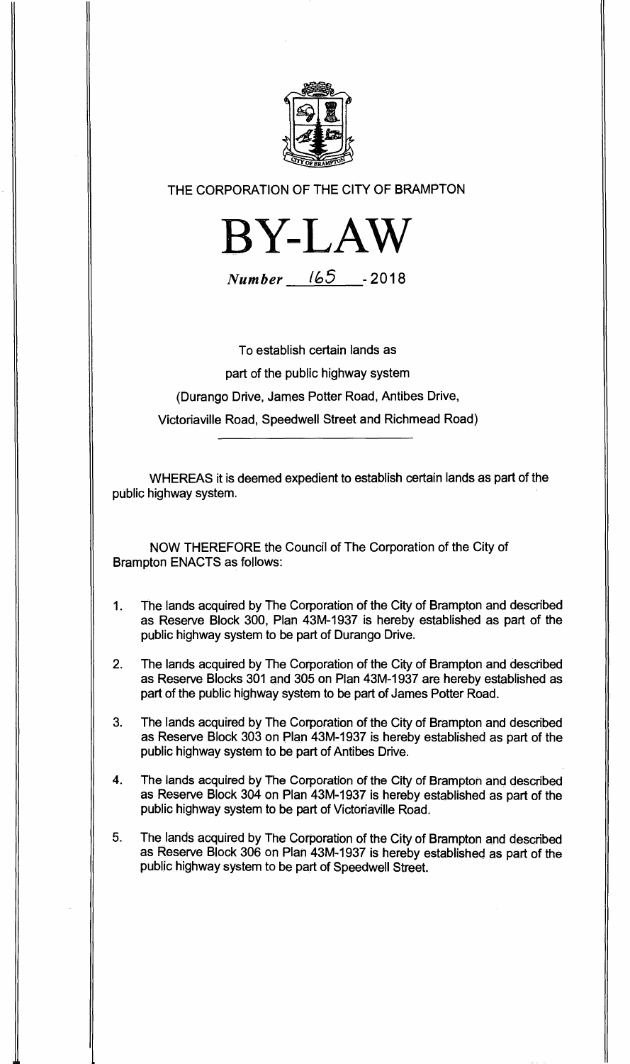THE CORPORATION OF THE CITY OF BRAMPTON

# BY-LAW

*Number* 165 - 2018

To establish certain lands as

part of the public highway system

(Durango Drive, James Potter Road, Antibes Drive,

Victoriaville Road, Speedwell Street and Richmead Road)

WHEREAS it is deemed expedient to establish certain lands as part of the public highway system.

NOW THEREFORE the Council of The Corporation of the City of Brampton ENACTS as follows:

1. The lands acquired by The Corporation of the City of Brampton and described as Reserve Block 300, Plan 43M-1937 is hereby established as part of the public highway system to be part of Durango Drive.

2. The lands acquired by The Corporation of the City of Brampton and described as Reserve Blocks 301 and 305 on Plan 43M-1937 are hereby established as part of the public highway system to be part of James Potter Road.

3. The lands acquired by The Corporation of the City of Brampton and described as Reserve Block 303 on Plan 43M-1937 is hereby established as part of the public highway system to be part of Antibes Drive.

4. The lands acquired by The Corporation of the City of Brampton and described as Reserve Block 304 on Plan 43M-1937 is hereby established as part of the public highway system to be part of Victoriaville Road.

5. The lands acquired by The Corporation of the City of Brampton and described as Reserve Block 306 on Plan 43M-1937 is hereby established as part of the public highway system to be part of Speedwell Street.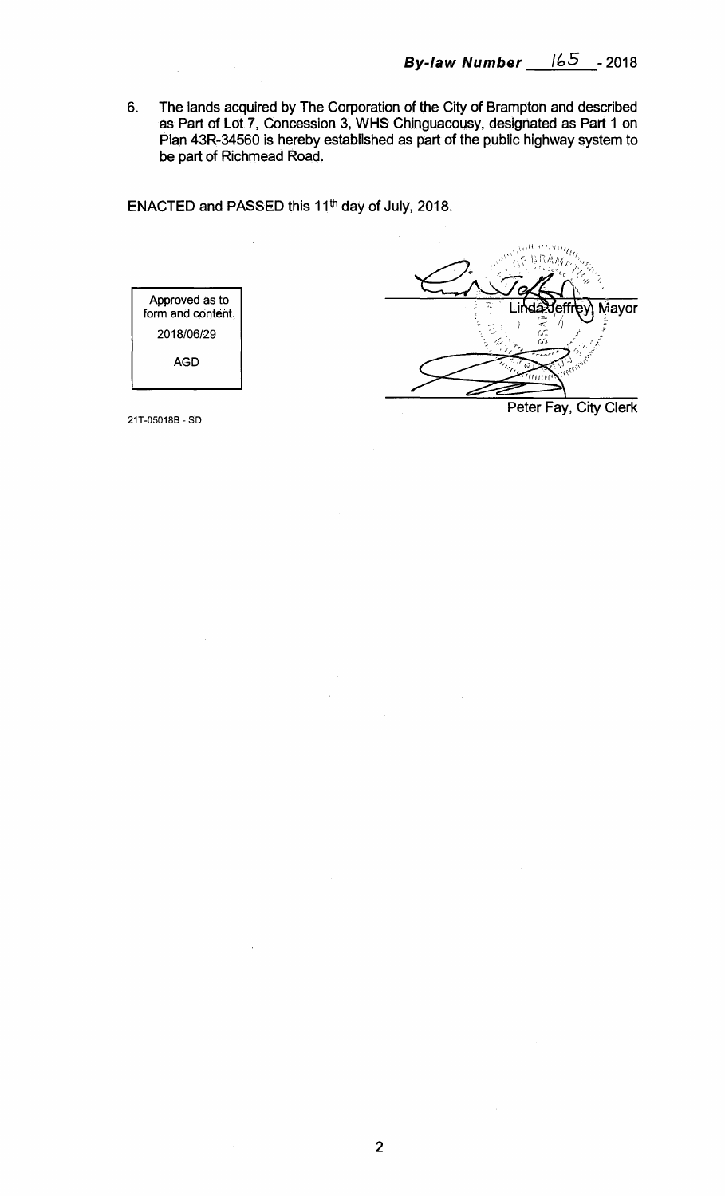**By-law Number 165 - 2018**

6. The lands acquired by The Corporation of the City of Brampton and described as Part of Lot 7, Concession 3, WHS Chinguacousy, designated as Part 1 on Plan 43R-34560 is hereby established as part of the public highway system to be part of Richmead Road.

ENACTED and PASSED this 11th day of July, 2018.

| |
|---|
| Approved as to form and content. |
| 2018/06/29 |
| AGD |

Linda Jeffrey, Mayor

Peter Fay, City Clerk

21T-05018B - SD